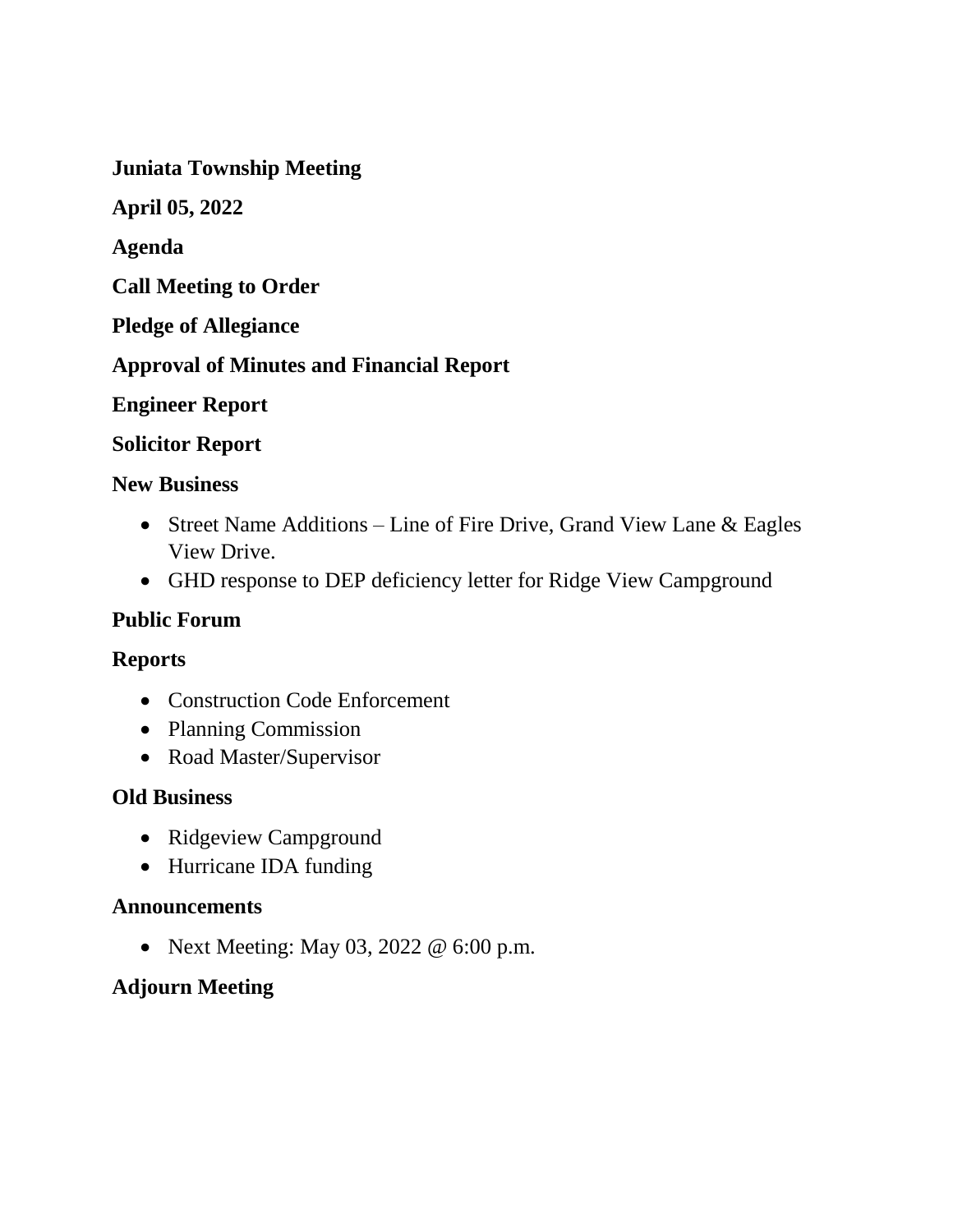**Juniata Township Meeting**

**April 05, 2022**

**Agenda**

**Call Meeting to Order**

**Pledge of Allegiance**

**Approval of Minutes and Financial Report**

**Engineer Report**

**Solicitor Report**

**New Business**

- Street Name Additions – Line of Fire Drive, Grand View Lane & Eagles View Drive.
- GHD response to DEP deficiency letter for Ridge View Campground

**Public Forum**

**Reports**

- Construction Code Enforcement
- Planning Commission
- Road Master/Supervisor

**Old Business**

- Ridgeview Campground
- Hurricane IDA funding

**Announcements**

- Next Meeting: May 03, 2022 @ 6:00 p.m.

**Adjourn Meeting**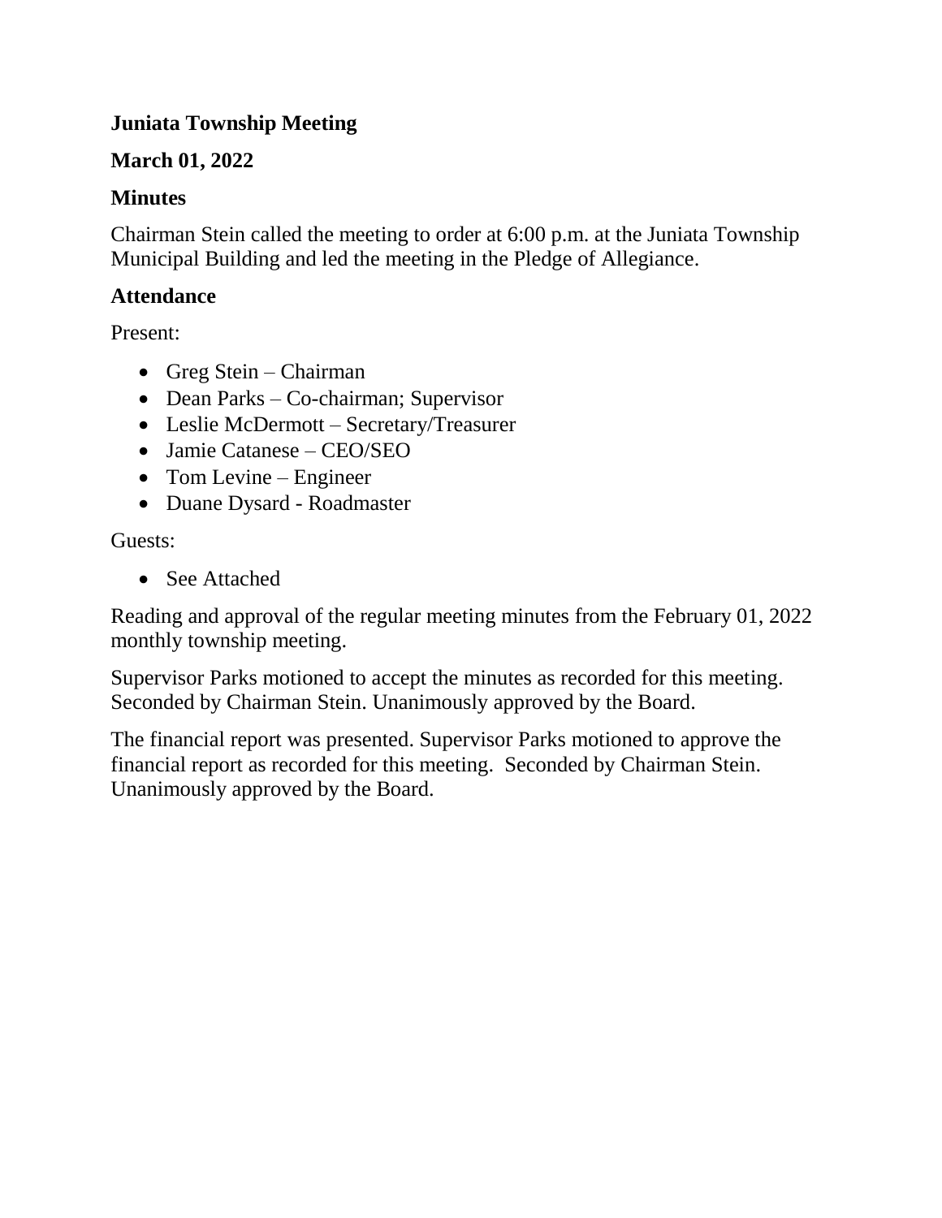**Juniata Township Meeting**

**March 01, 2022**

**Minutes**

Chairman Stein called the meeting to order at 6:00 p.m. at the Juniata Township Municipal Building and led the meeting in the Pledge of Allegiance.

**Attendance**

Present:

- Greg Stein – Chairman
- Dean Parks – Co-chairman; Supervisor
- Leslie McDermott – Secretary/Treasurer
- Jamie Catanese – CEO/SEO
- Tom Levine – Engineer
- Duane Dysard - Roadmaster

Guests:

- See Attached

Reading and approval of the regular meeting minutes from the February 01, 2022 monthly township meeting.

Supervisor Parks motioned to accept the minutes as recorded for this meeting. Seconded by Chairman Stein. Unanimously approved by the Board.

The financial report was presented. Supervisor Parks motioned to approve the financial report as recorded for this meeting. Seconded by Chairman Stein. Unanimously approved by the Board.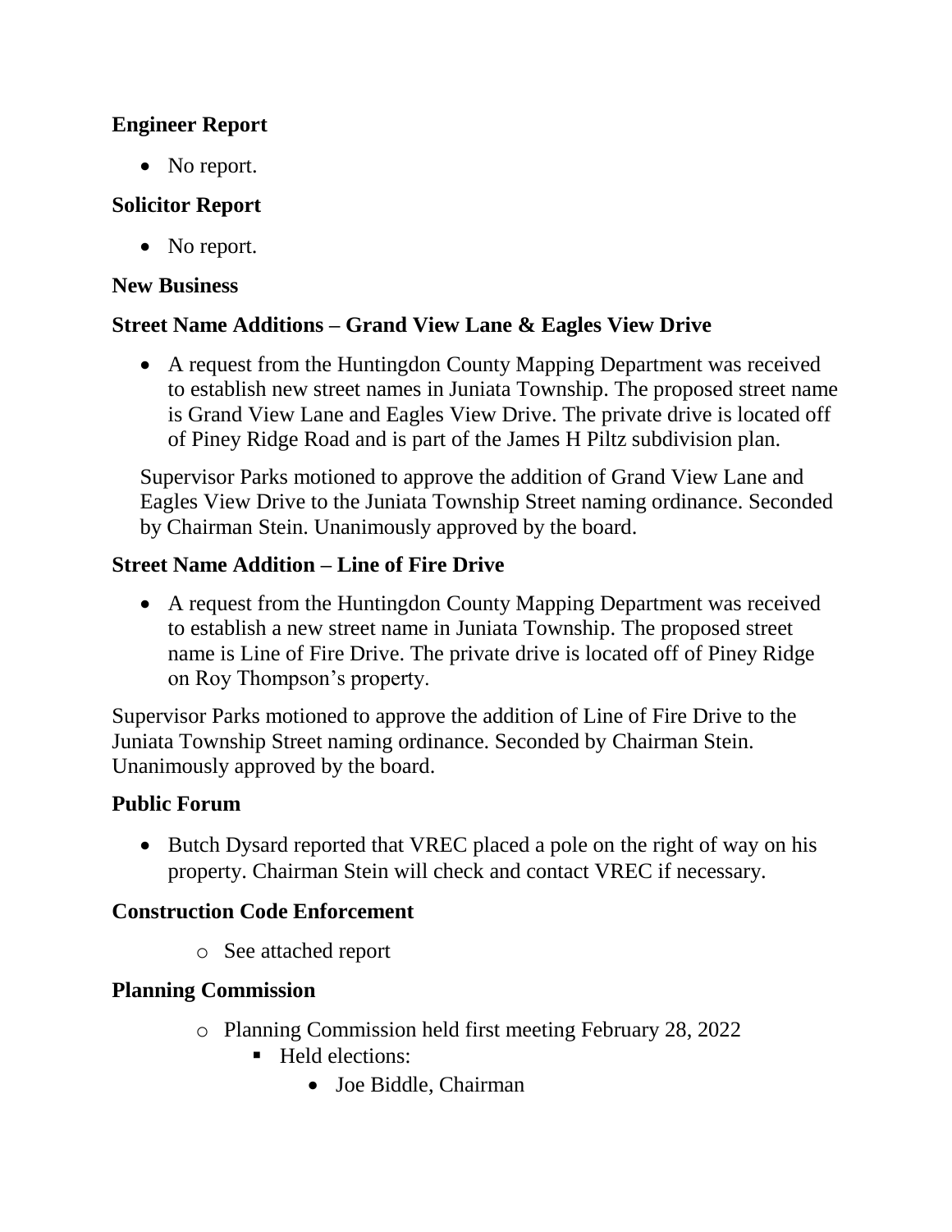## Engineer Report

- No report.

## Solicitor Report

- No report.

## New Business

## Street Name Additions – Grand View Lane & Eagles View Drive

- A request from the Huntingdon County Mapping Department was received to establish new street names in Juniata Township. The proposed street name is Grand View Lane and Eagles View Drive. The private drive is located off of Piney Ridge Road and is part of the James H Piltz subdivision plan.

Supervisor Parks motioned to approve the addition of Grand View Lane and Eagles View Drive to the Juniata Township Street naming ordinance. Seconded by Chairman Stein. Unanimously approved by the board.

## Street Name Addition – Line of Fire Drive

- A request from the Huntingdon County Mapping Department was received to establish a new street name in Juniata Township. The proposed street name is Line of Fire Drive. The private drive is located off of Piney Ridge on Roy Thompson's property.

Supervisor Parks motioned to approve the addition of Line of Fire Drive to the Juniata Township Street naming ordinance. Seconded by Chairman Stein. Unanimously approved by the board.

## Public Forum

- Butch Dysard reported that VREC placed a pole on the right of way on his property. Chairman Stein will check and contact VREC if necessary.

## Construction Code Enforcement

- See attached report

## Planning Commission

- Planning Commission held first meeting February 28, 2022
  - Held elections:
    - Joe Biddle, Chairman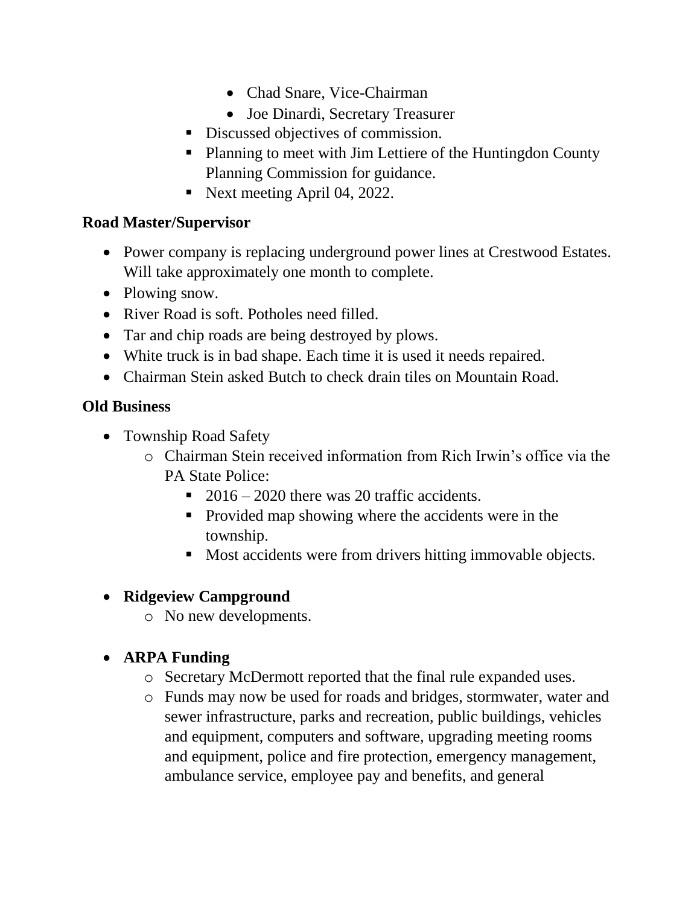- Chad Snare, Vice-Chairman
        - Joe Dinardi, Secretary Treasurer
    - Discussed objectives of commission.
    - Planning to meet with Jim Lettiere of the Huntingdon County Planning Commission for guidance.
    - Next meeting April 04, 2022.

**Road Master/Supervisor**

- Power company is replacing underground power lines at Crestwood Estates. Will take approximately one month to complete.
- Plowing snow.
- River Road is soft. Potholes need filled.
- Tar and chip roads are being destroyed by plows.
- White truck is in bad shape. Each time it is used it needs repaired.
- Chairman Stein asked Butch to check drain tiles on Mountain Road.

**Old Business**

- Township Road Safety
    - Chairman Stein received information from Rich Irwin's office via the PA State Police:
        - 2016 – 2020 there was 20 traffic accidents.
        - Provided map showing where the accidents were in the township.
        - Most accidents were from drivers hitting immovable objects.

- **Ridgeview Campground**
    - No new developments.

- **ARPA Funding**
    - Secretary McDermott reported that the final rule expanded uses.
    - Funds may now be used for roads and bridges, stormwater, water and sewer infrastructure, parks and recreation, public buildings, vehicles and equipment, computers and software, upgrading meeting rooms and equipment, police and fire protection, emergency management, ambulance service, employee pay and benefits, and general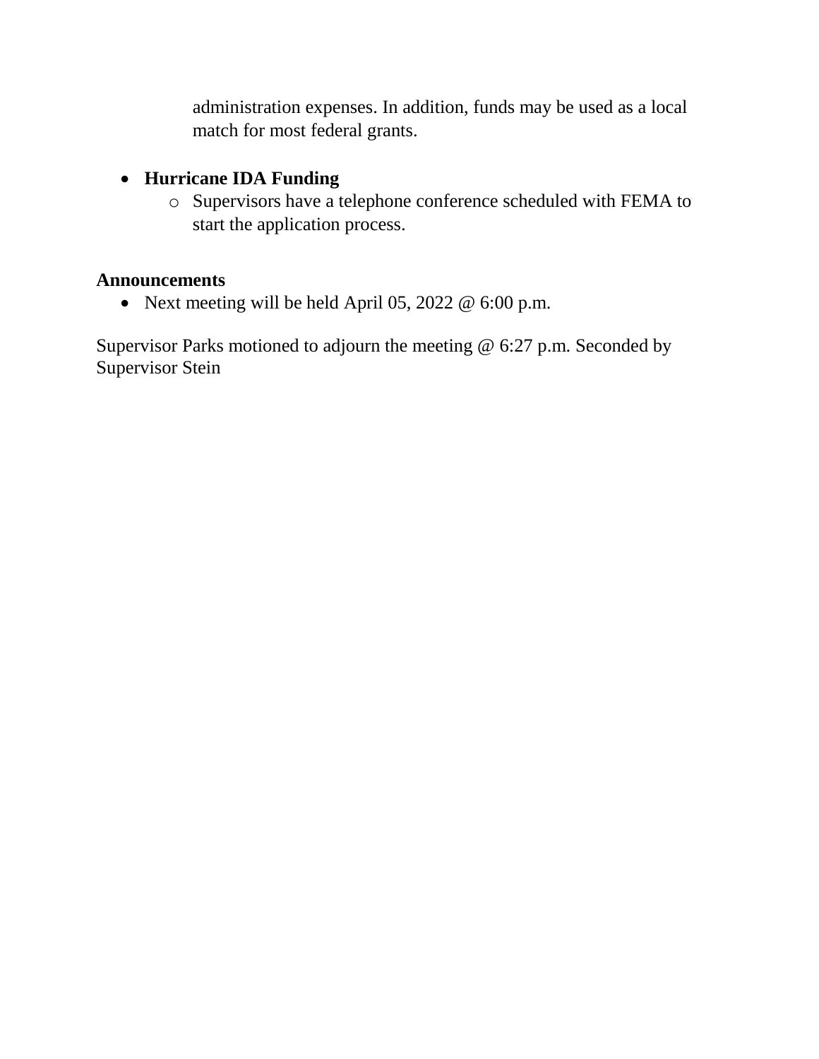administration expenses. In addition, funds may be used as a local match for most federal grants.

- **Hurricane IDA Funding**
    - Supervisors have a telephone conference scheduled with FEMA to start the application process.

**Announcements**

- Next meeting will be held April 05, 2022 @ 6:00 p.m.

Supervisor Parks motioned to adjourn the meeting @ 6:27 p.m. Seconded by Supervisor Stein